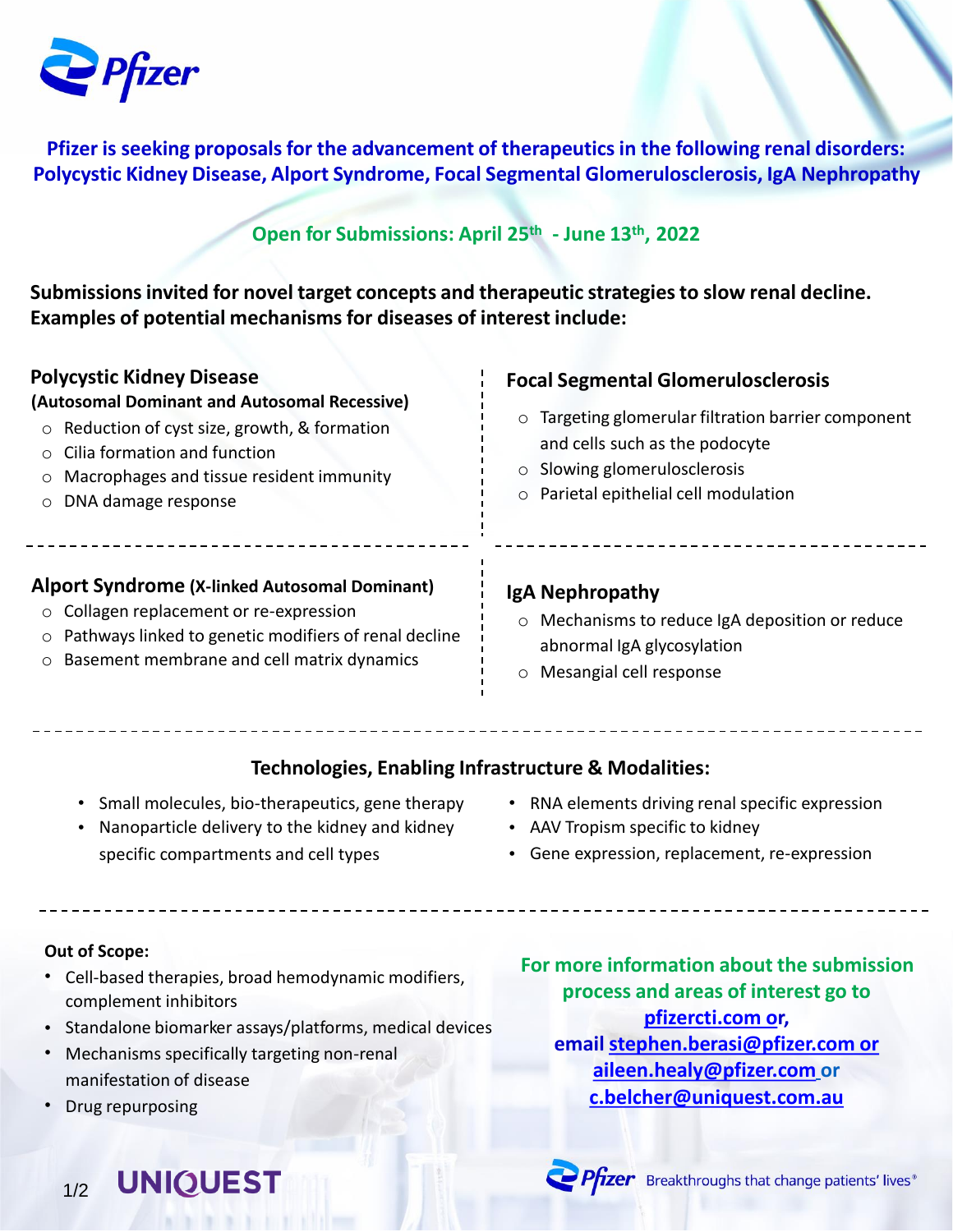**Pfizer is seeking proposals for the advancement of therapeutics in the following renal disorders: Polycystic Kidney Disease, Alport Syndrome, Focal Segmental Glomerulosclerosis, IgA Nephropathy**

**Open for Submissions: April 25th - June 13th, 2022**

**Submissions invited for novel target concepts and therapeutic strategies to slow renal decline. Examples of potential mechanisms for diseases of interest include:**

### Polycystic Kidney Disease

**(Autosomal Dominant and Autosomal Recessive)**

- Reduction of cyst size, growth, & formation
- Cilia formation and function
- Macrophages and tissue resident immunity
- DNA damage response

### Focal Segmental Glomerulosclerosis

- Targeting glomerular filtration barrier component and cells such as the podocyte
- Slowing glomerulosclerosis
- Parietal epithelial cell modulation

### Alport Syndrome (X-linked Autosomal Dominant)

- Collagen replacement or re-expression
- Pathways linked to genetic modifiers of renal decline
- Basement membrane and cell matrix dynamics

### IgA Nephropathy

- Mechanisms to reduce IgA deposition or reduce abnormal IgA glycosylation
- Mesangial cell response

## Technologies, Enabling Infrastructure & Modalities:

- Small molecules, bio-therapeutics, gene therapy
- Nanoparticle delivery to the kidney and kidney specific compartments and cell types
- RNA elements driving renal specific expression
- AAV Tropism specific to kidney
- Gene expression, replacement, re-expression

**Out of Scope:**

- Cell-based therapies, broad hemodynamic modifiers, complement inhibitors
- Standalone biomarker assays/platforms, medical devices
- Mechanisms specifically targeting non-renal manifestation of disease
- Drug repurposing

**For more information about the submission process and areas of interest go to pfizercti.com or, email stephen.berasi@pfizer.com or aileen.healy@pfizer.com or c.belcher@uniquest.com.au**

UNIQUEST

Pfizer Breakthroughs that change patients' lives®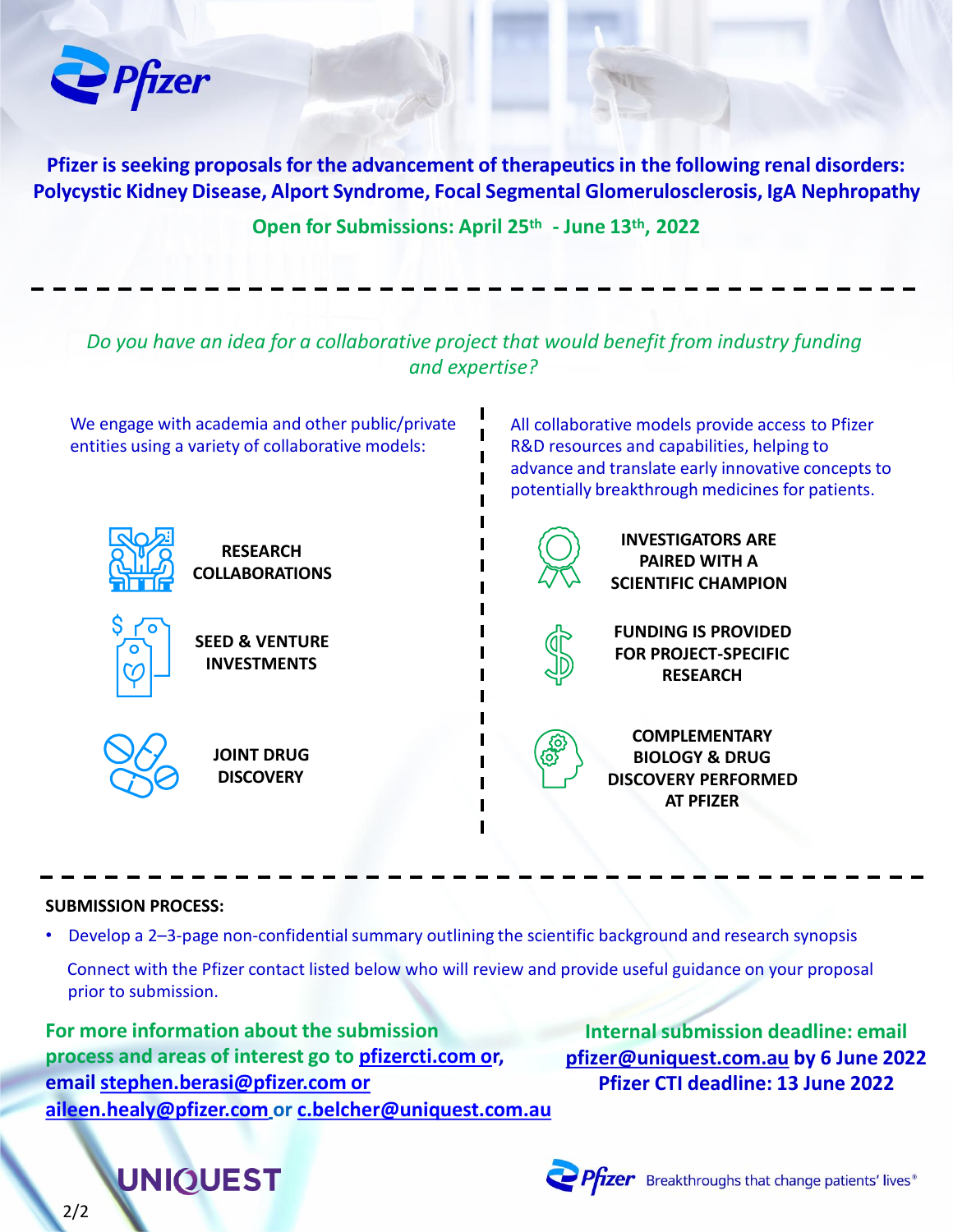**Pfizer is seeking proposals for the advancement of therapeutics in the following renal disorders: Polycystic Kidney Disease, Alport Syndrome, Focal Segmental Glomerulosclerosis, IgA Nephropathy**

**Open for Submissions: April 25th - June 13th, 2022**

*Do you have an idea for a collaborative project that would benefit from industry funding and expertise?*

We engage with academia and other public/private entities using a variety of collaborative models:

- **RESEARCH COLLABORATIONS**
- **SEED & VENTURE INVESTMENTS**
- **JOINT DRUG DISCOVERY**

All collaborative models provide access to Pfizer R&D resources and capabilities, helping to advance and translate early innovative concepts to potentially breakthrough medicines for patients.

- **INVESTIGATORS ARE PAIRED WITH A SCIENTIFIC CHAMPION**
- **FUNDING IS PROVIDED FOR PROJECT-SPECIFIC RESEARCH**
- **COMPLEMENTARY BIOLOGY & DRUG DISCOVERY PERFORMED AT PFIZER**

**SUBMISSION PROCESS:**

- Develop a 2–3-page non-confidential summary outlining the scientific background and research synopsis

Connect with the Pfizer contact listed below who will review and provide useful guidance on your proposal prior to submission.

**For more information about the submission process and areas of interest go to pfizercti.com or, email stephen.berasi@pfizer.com or aileen.healy@pfizer.com or c.belcher@uniquest.com.au**

**Internal submission deadline: email pfizer@uniquest.com.au by 6 June 2022**
**Pfizer CTI deadline: 13 June 2022**

UNIQUEST

Pfizer Breakthroughs that change patients' lives®